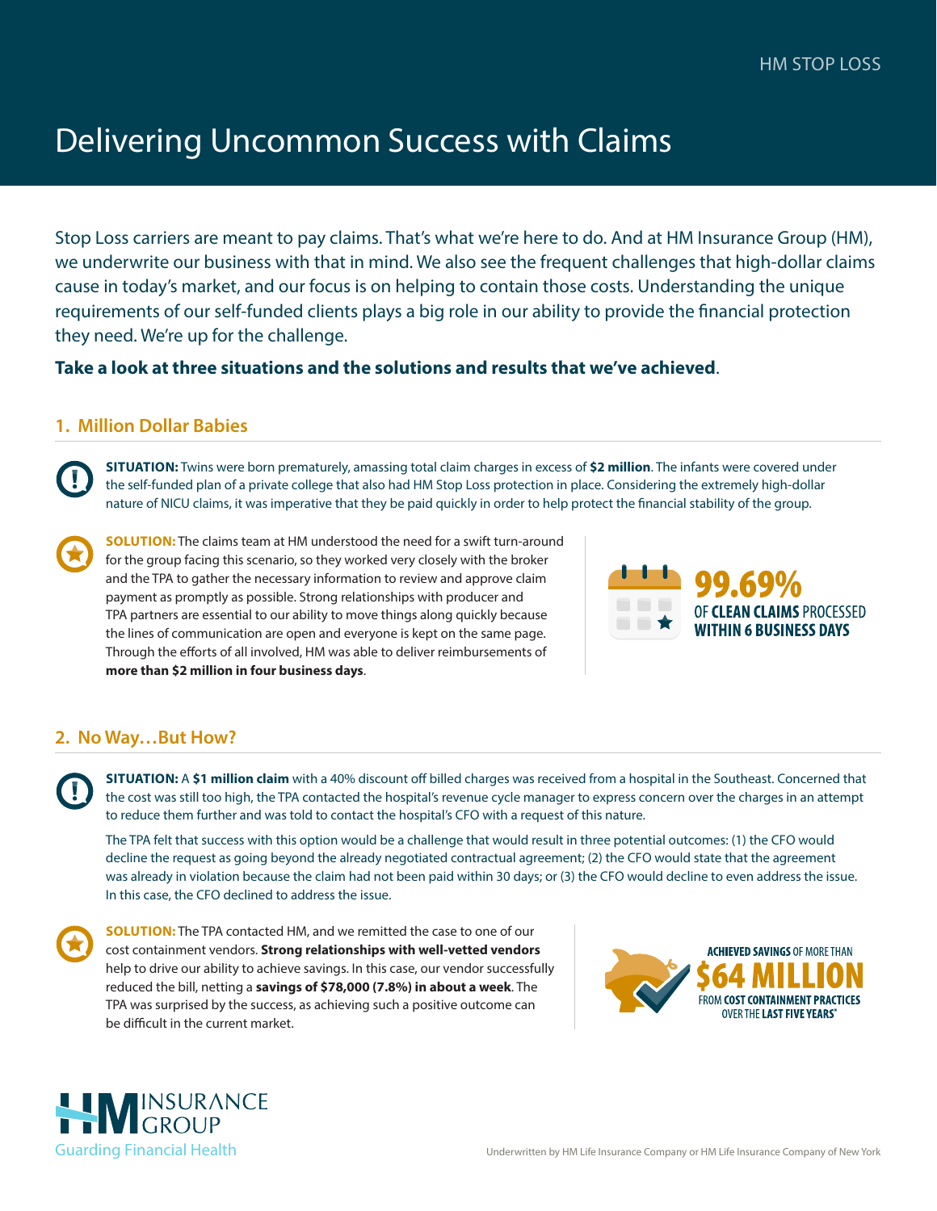HM STOP LOSS

# Delivering Uncommon Success with Claims

Stop Loss carriers are meant to pay claims. That's what we're here to do. And at HM Insurance Group (HM), we underwrite our business with that in mind. We also see the frequent challenges that high-dollar claims cause in today's market, and our focus is on helping to contain those costs. Understanding the unique requirements of our self-funded clients plays a big role in our ability to provide the financial protection they need. We're up for the challenge.

**Take a look at three situations and the solutions and results that we've achieved**.

## 1. Million Dollar Babies

**SITUATION:** Twins were born prematurely, amassing total claim charges in excess of **$2 million**. The infants were covered under the self-funded plan of a private college that also had HM Stop Loss protection in place. Considering the extremely high-dollar nature of NICU claims, it was imperative that they be paid quickly in order to help protect the financial stability of the group.

**SOLUTION:** The claims team at HM understood the need for a swift turn-around for the group facing this scenario, so they worked very closely with the broker and the TPA to gather the necessary information to review and approve claim payment as promptly as possible. Strong relationships with producer and TPA partners are essential to our ability to move things along quickly because the lines of communication are open and everyone is kept on the same page. Through the efforts of all involved, HM was able to deliver reimbursements of **more than $2 million in four business days**.

**99.69%** OF **CLEAN CLAIMS** PROCESSED **WITHIN 6 BUSINESS DAYS**

## 2. No Way…But How?

**SITUATION:** A **$1 million claim** with a 40% discount off billed charges was received from a hospital in the Southeast. Concerned that the cost was still too high, the TPA contacted the hospital's revenue cycle manager to express concern over the charges in an attempt to reduce them further and was told to contact the hospital's CFO with a request of this nature.

The TPA felt that success with this option would be a challenge that would result in three potential outcomes: (1) the CFO would decline the request as going beyond the already negotiated contractual agreement; (2) the CFO would state that the agreement was already in violation because the claim had not been paid within 30 days; or (3) the CFO would decline to even address the issue. In this case, the CFO declined to address the issue.

**SOLUTION:** The TPA contacted HM, and we remitted the case to one of our cost containment vendors. **Strong relationships with well-vetted vendors** help to drive our ability to achieve savings. In this case, our vendor successfully reduced the bill, netting a **savings of $78,000 (7.8%) in about a week**. The TPA was surprised by the success, as achieving such a positive outcome can be difficult in the current market.

**ACHIEVED SAVINGS** OF MORE THAN **$64 MILLION** FROM **COST CONTAINMENT PRACTICES** OVER THE **LAST FIVE YEARS***

HM INSURANCE GROUP
Guarding Financial Health

Underwritten by HM Life Insurance Company or HM Life Insurance Company of New York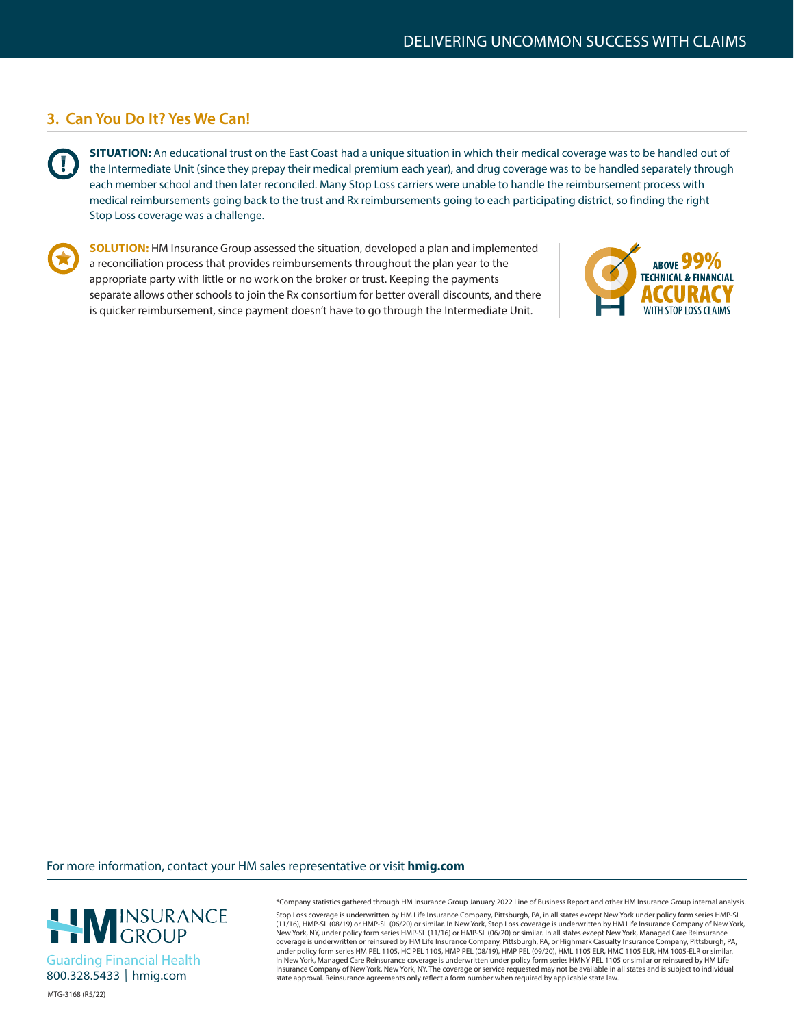## 3. Can You Do It? Yes We Can!

**SITUATION:** An educational trust on the East Coast had a unique situation in which their medical coverage was to be handled out of the Intermediate Unit (since they prepay their medical premium each year), and drug coverage was to be handled separately through each member school and then later reconciled. Many Stop Loss carriers were unable to handle the reimbursement process with medical reimbursements going back to the trust and Rx reimbursements going to each participating district, so finding the right Stop Loss coverage was a challenge.

**SOLUTION:** HM Insurance Group assessed the situation, developed a plan and implemented a reconciliation process that provides reimbursements throughout the plan year to the appropriate party with little or no work on the broker or trust. Keeping the payments separate allows other schools to join the Rx consortium for better overall discounts, and there is quicker reimbursement, since payment doesn't have to go through the Intermediate Unit.

ABOVE 99%
TECHNICAL & FINANCIAL
ACCURACY
WITH STOP LOSS CLAIMS

For more information, contact your HM sales representative or visit **hmig.com**

HM INSURANCE GROUP
Guarding Financial Health
800.328.5433 | hmig.com

\*Company statistics gathered through HM Insurance Group January 2022 Line of Business Report and other HM Insurance Group internal analysis.

Stop Loss coverage is underwritten by HM Life Insurance Company, Pittsburgh, PA, in all states except New York under policy form series HMP-SL (11/16), HMP-SL (08/19) or HMP-SL (06/20) or similar. In New York, Stop Loss coverage is underwritten by HM Life Insurance Company of New York, New York, NY, under policy form series HMP-SL (11/16) or HMP-SL (06/20) or similar. In all states except New York, Managed Care Reinsurance coverage is underwritten or reinsured by HM Life Insurance Company, Pittsburgh, PA, or Highmark Casualty Insurance Company, Pittsburgh, PA, under policy form series HM PEL 1105, HC PEL 1105, HMP PEL (08/19), HMP PEL (09/20), HML 1105 ELR, HMC 1105 ELR, HM 1005-ELR or similar. In New York, Managed Care Reinsurance coverage is underwritten under policy form series HMNY PEL 1105 or similar or reinsured by HM Life Insurance Company of New York, New York, NY. The coverage or service requested may not be available in all states and is subject to individual state approval. Reinsurance agreements only reflect a form number when required by applicable state law.

MTG-3168 (R5/22)